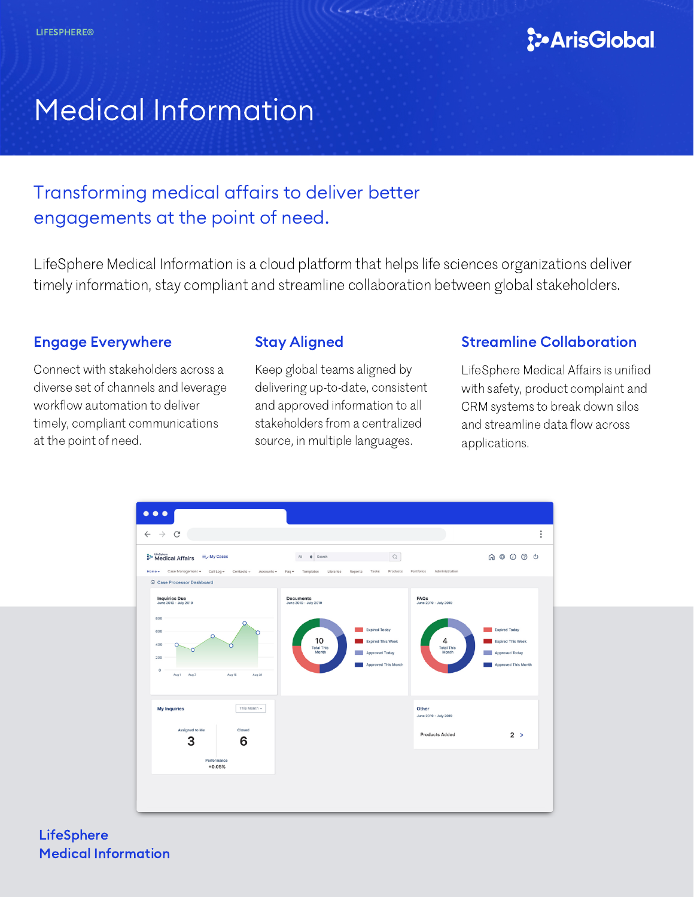LIFESPHERE®

# Medical Information

## Transforming medical affairs to deliver better engagements at the point of need.

LifeSphere Medical Information is a cloud platform that helps life sciences organizations deliver timely information, stay compliant and streamline collaboration between global stakeholders.

### Engage Everywhere

Connect with stakeholders across a diverse set of channels and leverage workflow automation to deliver timely, compliant communications at the point of need.

### Stay Aligned

Keep global teams aligned by delivering up-to-date, consistent and approved information to all stakeholders from a centralized source, in multiple languages.

### Streamline Collaboration

LifeSphere Medical Affairs is unified with safety, product complaint and CRM systems to break down silos and streamline data flow across applications.

**LifeSphere Medical Information**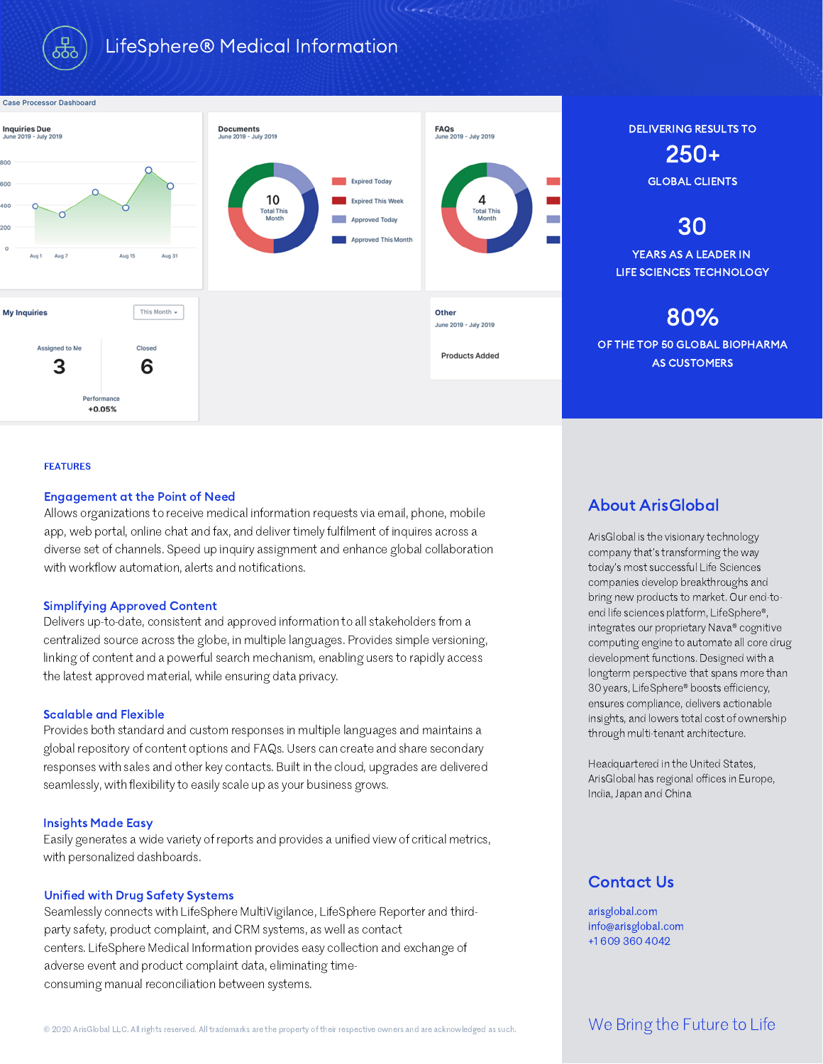# LifeSphere® Medical Information

Case Processor Dashboard

Inquiries Due
June 2019 - July 2019

800
600
400
200
0
Aug 1 Aug 7 Aug 15 Aug 31

Documents
June 2019 - July 2019

10
Total This Month

Expired Today
Expired This Week
Approved Today
Approved This Month

FAQs
June 2019 - July 2019

4
Total This Month

My Inquiries
This Month

Assigned to Me
3

Closed
6

Performance
+0.05%

Other
June 2019 - July 2019

Products Added

DELIVERING RESULTS TO

**250+**

GLOBAL CLIENTS

**30**

YEARS AS A LEADER IN LIFE SCIENCES TECHNOLOGY

**80%**

OF THE TOP 50 GLOBAL BIOPHARMA AS CUSTOMERS

## FEATURES

### Engagement at the Point of Need

Allows organizations to receive medical information requests via email, phone, mobile app, web portal, online chat and fax, and deliver timely fulfilment of inquires across a diverse set of channels. Speed up inquiry assignment and enhance global collaboration with workflow automation, alerts and notifications.

### Simplifying Approved Content

Delivers up-to-date, consistent and approved information to all stakeholders from a centralized source across the globe, in multiple languages. Provides simple versioning, linking of content and a powerful search mechanism, enabling users to rapidly access the latest approved material, while ensuring data privacy.

### Scalable and Flexible

Provides both standard and custom responses in multiple languages and maintains a global repository of content options and FAQs. Users can create and share secondary responses with sales and other key contacts. Built in the cloud, upgrades are delivered seamlessly, with flexibility to easily scale up as your business grows.

### Insights Made Easy

Easily generates a wide variety of reports and provides a unified view of critical metrics, with personalized dashboards.

### Unified with Drug Safety Systems

Seamlessly connects with LifeSphere MultiVigilance, LifeSphere Reporter and third-party safety, product complaint, and CRM systems, as well as contact centers. LifeSphere Medical Information provides easy collection and exchange of adverse event and product complaint data, eliminating time-consuming manual reconciliation between systems.

## About ArisGlobal

ArisGlobal is the visionary technology company that's transforming the way today's most successful Life Sciences companies develop breakthroughs and bring new products to market. Our end-to-end life sciences platform, LifeSphere®, integrates our proprietary Nava® cognitive computing engine to automate all core drug development functions. Designed with a longterm perspective that spans more than 30 years, LifeSphere® boosts efficiency, ensures compliance, delivers actionable insights, and lowers total cost of ownership through multi-tenant architecture.

Headquartered in the United States, ArisGlobal has regional offices in Europe, India, Japan and China

## Contact Us

arisglobal.com
info@arisglobal.com
+1 609 360 4042

We Bring the Future to Life

© 2020 ArisGlobal LLC. All rights reserved. All trademarks are the property of their respective owners and are acknowledged as such.